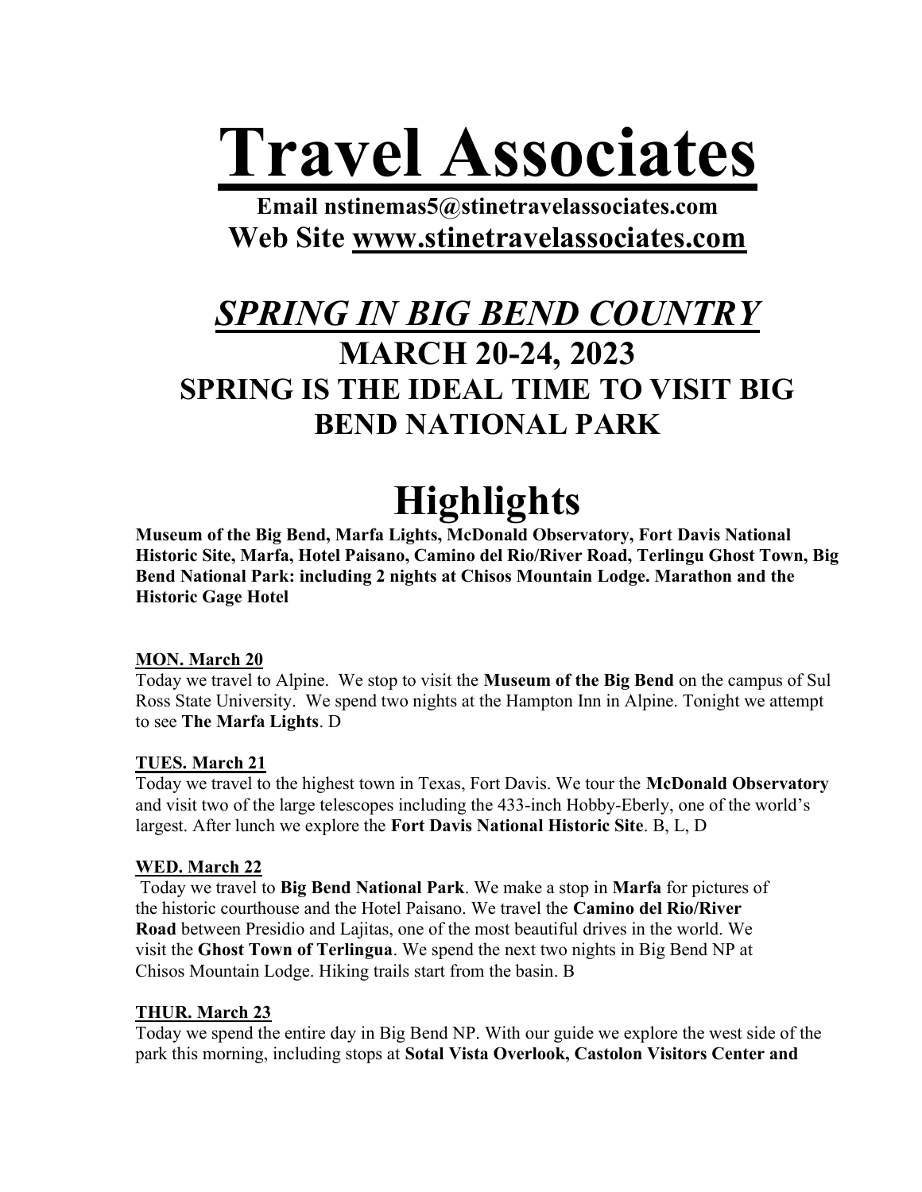# Travel Associates

**Email nstinemas5@stinetravelassociates.com**

**Web Site www.stinetravelassociates.com**

## *SPRING IN BIG BEND COUNTRY*

### MARCH 20-24, 2023

### SPRING IS THE IDEAL TIME TO VISIT BIG BEND NATIONAL PARK

# Highlights

**Museum of the Big Bend, Marfa Lights, McDonald Observatory, Fort Davis National Historic Site, Marfa, Hotel Paisano, Camino del Rio/River Road, Terlingu Ghost Town, Big Bend National Park: including 2 nights at Chisos Mountain Lodge. Marathon and the Historic Gage Hotel**

**MON. March 20**

Today we travel to Alpine. We stop to visit the **Museum of the Big Bend** on the campus of Sul Ross State University. We spend two nights at the Hampton Inn in Alpine. Tonight we attempt to see **The Marfa Lights**. D

**TUES. March 21**

Today we travel to the highest town in Texas, Fort Davis. We tour the **McDonald Observatory** and visit two of the large telescopes including the 433-inch Hobby-Eberly, one of the world's largest. After lunch we explore the **Fort Davis National Historic Site**. B, L, D

**WED. March 22**

Today we travel to **Big Bend National Park**. We make a stop in **Marfa** for pictures of the historic courthouse and the Hotel Paisano. We travel the **Camino del Rio/River Road** between Presidio and Lajitas, one of the most beautiful drives in the world. We visit the **Ghost Town of Terlingua**. We spend the next two nights in Big Bend NP at Chisos Mountain Lodge. Hiking trails start from the basin. B

**THUR. March 23**

Today we spend the entire day in Big Bend NP. With our guide we explore the west side of the park this morning, including stops at **Sotal Vista Overlook, Castolon Visitors Center and**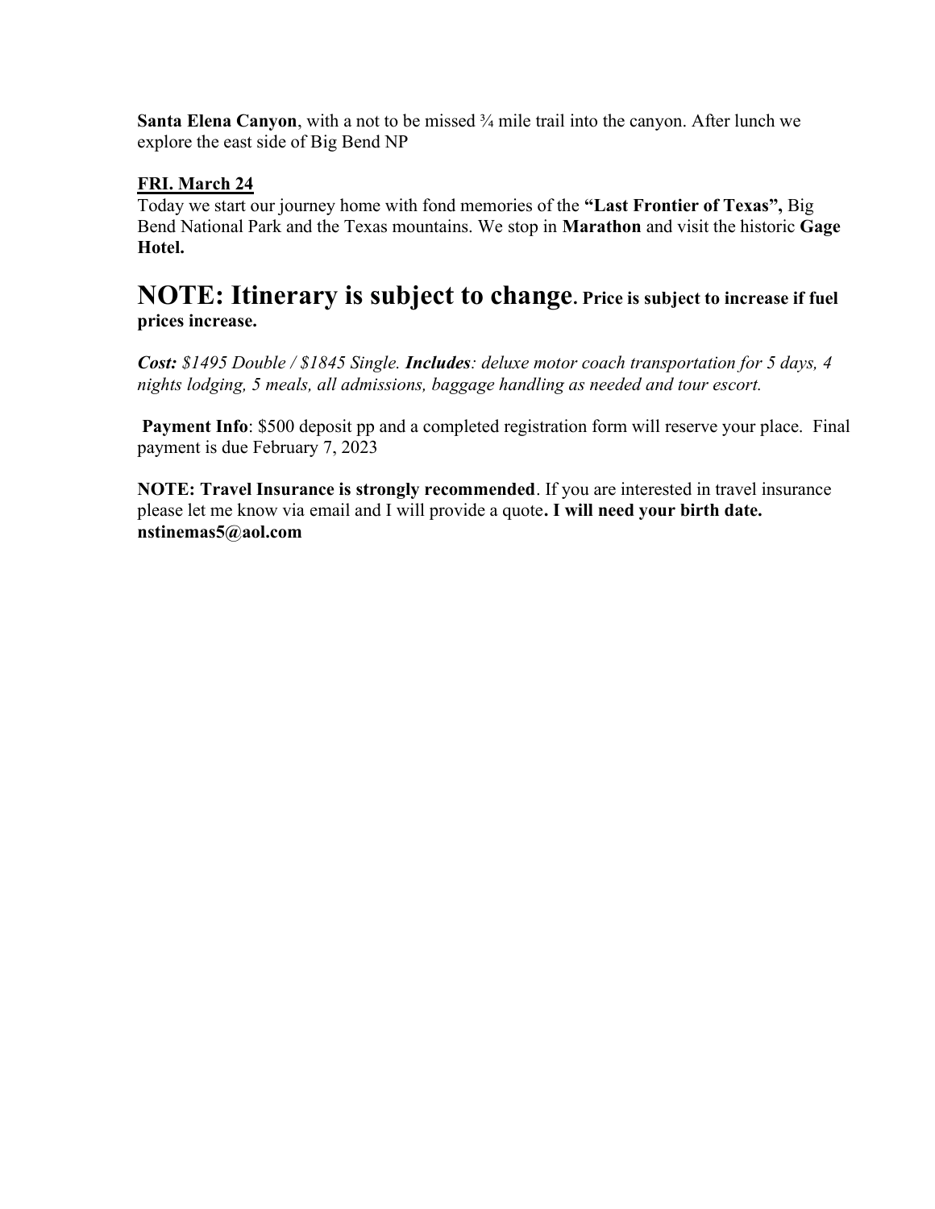**Santa Elena Canyon**, with a not to be missed ¾ mile trail into the canyon. After lunch we explore the east side of Big Bend NP

**FRI. March 24**

Today we start our journey home with fond memories of the **"Last Frontier of Texas",** Big Bend National Park and the Texas mountains. We stop in **Marathon** and visit the historic **Gage Hotel.**

## NOTE: Itinerary is subject to change. Price is subject to increase if fuel prices increase.

***Cost:*** *$1495 Double / $1845 Single.* ***Includes****: deluxe motor coach transportation for 5 days, 4 nights lodging, 5 meals, all admissions, baggage handling as needed and tour escort.*

**Payment Info**: $500 deposit pp and a completed registration form will reserve your place. Final payment is due February 7, 2023

**NOTE: Travel Insurance is strongly recommended**. If you are interested in travel insurance please let me know via email and I will provide a quote**. I will need your birth date. nstinemas5@aol.com**